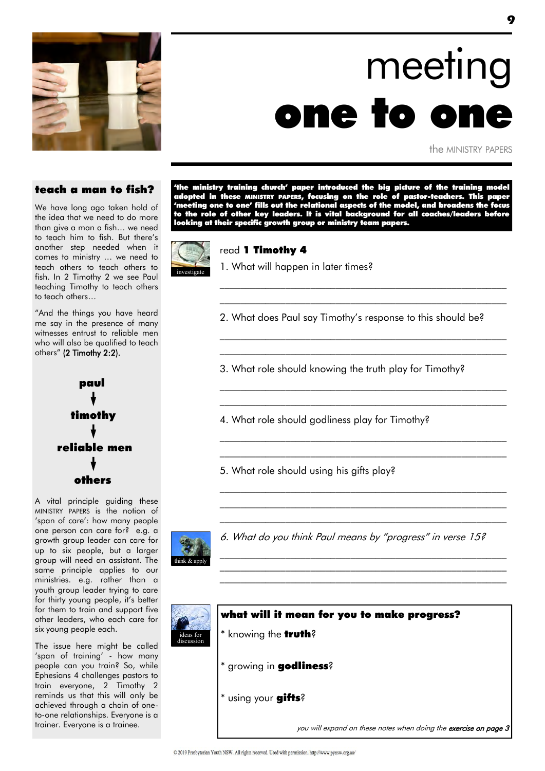# meeting **one to one**

the MINISTRY PAPERS

## teach a man to fish?

We have long ago taken hold of the idea that we need to do more than give a man a fish… we need to teach him to fish. But there's another step needed when it comes to ministry … we need to teach others to teach others to fish. In 2 Timothy 2 we see Paul teaching Timothy to teach others to teach others…

"And the things you have heard me say in the presence of many witnesses entrust to reliable men who will also be qualified to teach others" (2 Timothy 2:2).

**paul**
↓
**timothy**
↓
**reliable men**
↓
**others**

A vital principle guiding these MINISTRY PAPERS is the notion of 'span of care': how many people one person can care for? e.g. a growth group leader can care for up to six people, but a larger group will need an assistant. The same principle applies to our ministries. e.g. rather than a youth group leader trying to care for thirty young people, it's better for them to train and support five other leaders, who each care for six young people each.

The issue here might be called 'span of training' - how many people can you train? So, while Ephesians 4 challenges pastors to train everyone, 2 Timothy 2 reminds us that this will only be achieved through a chain of one-to-one relationships. Everyone is a trainer. Everyone is a trainee.

**'the ministry training church' paper introduced the big picture of the training model adopted in these MINISTRY PAPERS, focusing on the role of pastor-teachers. This paper 'meeting one to one' fills out the relational aspects of the model, and broadens the focus to the role of other key leaders. It is vital background for all coaches/leaders before looking at their specific growth group or ministry team papers.**

investigate

read **1 Timothy 4**

1. What will happen in later times?

_______________________________________________

_______________________________________________

2. What does Paul say Timothy's response to this should be?

_______________________________________________

_______________________________________________

3. What role should knowing the truth play for Timothy?

_______________________________________________

_______________________________________________

4. What role should godliness play for Timothy?

_______________________________________________

_______________________________________________

5. What role should using his gifts play?

_______________________________________________

_______________________________________________

_______________________________________________

think & apply

*6. What do you think Paul means by "progress" in verse 15?*

_______________________________________________

_______________________________________________

_______________________________________________

ideas for discussion

**what will it mean for you to make progress?**

* knowing the **truth**?

* growing in **godliness**?

* using your **gifts**?

*you will expand on these notes when doing the* ***exercise on page 3***

© 2019 Presbyterian Youth NSW. All rights reserved. Used with permission. http://www.pynsw.org.au/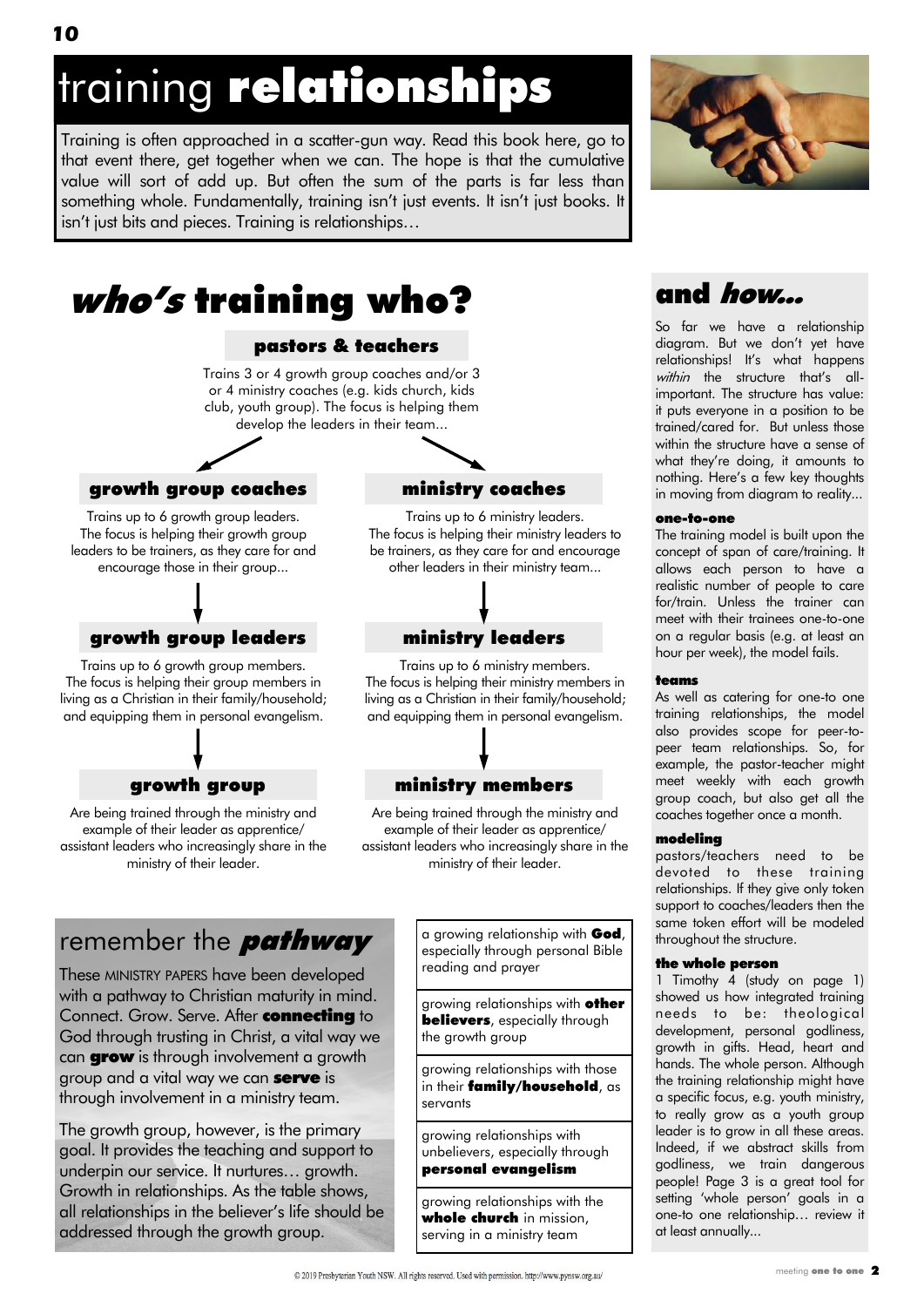# training **relationships**

Training is often approached in a scatter-gun way. Read this book here, go to that event there, get together when we can. The hope is that the cumulative value will sort of add up. But often the sum of the parts is far less than something whole. Fundamentally, training isn't just events. It isn't just books. It isn't just bits and pieces. Training is relationships…

## ***who's*** **training who?**

### pastors & teachers

Trains 3 or 4 growth group coaches and/or 3 or 4 ministry coaches (e.g. kids church, kids club, youth group). The focus is helping them develop the leaders in their team...

### growth group coaches

Trains up to 6 growth group leaders. The focus is helping their growth group leaders to be trainers, as they care for and encourage those in their group...

### growth group leaders

Trains up to 6 growth group members. The focus is helping their group members in living as a Christian in their family/household; and equipping them in personal evangelism.

### growth group

Are being trained through the ministry and example of their leader as apprentice/ assistant leaders who increasingly share in the ministry of their leader.

### ministry coaches

Trains up to 6 ministry leaders. The focus is helping their ministry leaders to be trainers, as they care for and encourage other leaders in their ministry team...

### ministry leaders

Trains up to 6 ministry members. The focus is helping their ministry members in living as a Christian in their family/household; and equipping them in personal evangelism.

### ministry members

Are being trained through the ministry and example of their leader as apprentice/ assistant leaders who increasingly share in the ministry of their leader.

## remember the ***pathway***

These MINISTRY PAPERS have been developed with a pathway to Christian maturity in mind. Connect. Grow. Serve. After **connecting** to God through trusting in Christ, a vital way we can **grow** is through involvement a growth group and a vital way we can **serve** is through involvement in a ministry team.

The growth group, however, is the primary goal. It provides the teaching and support to underpin our service. It nurtures… growth. Growth in relationships. As the table shows, all relationships in the believer's life should be addressed through the growth group.

| |
|---|
| a growing relationship with **God**, especially through personal Bible reading and prayer |
| growing relationships with **other believers**, especially through the growth group |
| growing relationships with those in their **family/household**, as servants |
| growing relationships with unbelievers, especially through **personal evangelism** |
| growing relationships with the **whole church** in mission, serving in a ministry team |

## and ***how...***

So far we have a relationship diagram. But we don't yet have relationships! It's what happens *within* the structure that's all-important. The structure has value: it puts everyone in a position to be trained/cared for. But unless those within the structure have a sense of what they're doing, it amounts to nothing. Here's a few key thoughts in moving from diagram to reality...

**one-to-one**

The training model is built upon the concept of span of care/training. It allows each person to have a realistic number of people to care for/train. Unless the trainer can meet with their trainees one-to-one on a regular basis (e.g. at least an hour per week), the model fails.

**teams**

As well as catering for one-to one training relationships, the model also provides scope for peer-to-peer team relationships. So, for example, the pastor-teacher might meet weekly with each growth group coach, but also get all the coaches together once a month.

**modeling**

pastors/teachers need to be devoted to these training relationships. If they give only token support to coaches/leaders then the same token effort will be modeled throughout the structure.

**the whole person**

1 Timothy 4 (study on page 1) showed us how integrated training needs to be: theological development, personal godliness, growth in gifts. Head, heart and hands. The whole person. Although the training relationship might have a specific focus, e.g. youth ministry, to really grow as a youth group leader is to grow in all these areas. Indeed, if we abstract skills from godliness, we train dangerous people! Page 3 is a great tool for setting 'whole person' goals in a one-to one relationship… review it at least annually...

© 2019 Presbyterian Youth NSW. All rights reserved. Used with permission. http://www.pynsw.org.au/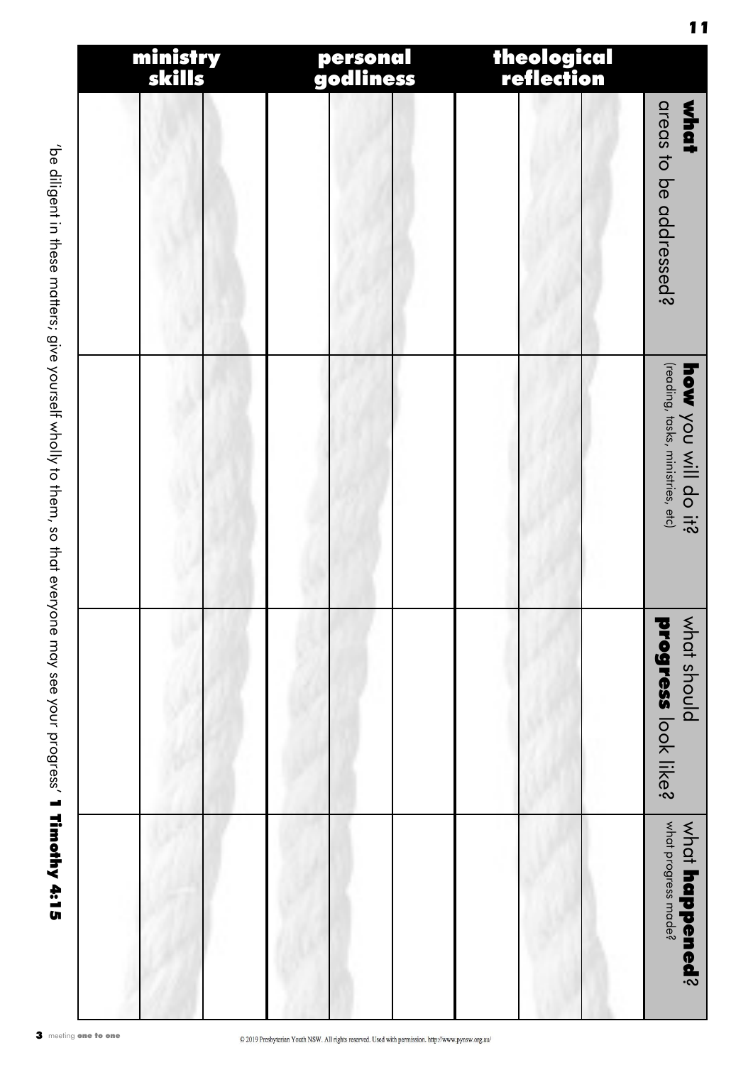| | ministry skills | personal godliness | theological reflection |
|---|---|---|---|
| **what** areas to be addressed? | | | |
| **how** you will do it? (reading, tasks, ministries, etc) | | | |
| what should **progress** look like? | | | |
| what **happened**? what progress made? | | | |

'be diligent in these matters; give yourself wholly to them, so that everyone may see your progress' **1 Timothy 4:15**

© 2019 Presbyterian Youth NSW. All rights reserved. Used with permission. http://www.pynsw.org.au/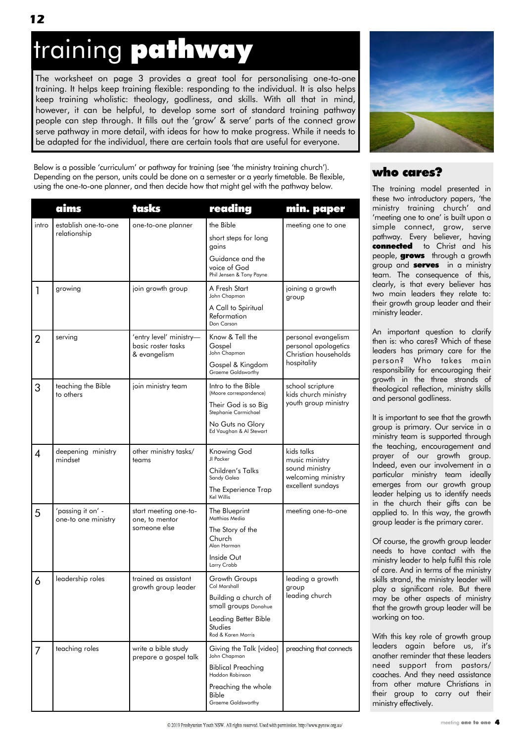# training **pathway**

The worksheet on page 3 provides a great tool for personalising one-to-one training. It helps keep training flexible: responding to the individual. It is also helps keep training wholistic: theology, godliness, and skills. With all that in mind, however, it can be helpful, to develop some sort of standard training pathway people can step through. It fills out the 'grow' & serve' parts of the connect grow serve pathway in more detail, with ideas for how to make progress. While it needs to be adapted for the individual, there are certain tools that are useful for everyone.

Below is a possible 'curriculum' or pathway for training (see 'the ministry training church'). Depending on the person, units could be done on a semester or a yearly timetable. Be flexible, using the one-to-one planner, and then decide how that might gel with the pathway below.

| | aims | tasks | reading | min. paper |
|---|---|---|---|---|
| intro | establish one-to-one relationship | one-to-one planner | the Bible<br>short steps for long gains<br>Guidance and the voice of God *Phil Jensen & Tony Payne* | meeting one to one |
| 1 | growing | join growth group | A Fresh Start *John Chapman*<br>A Call to Spiritual Reformation *Don Carson* | joining a growth group |
| 2 | serving | 'entry level' ministry—basic roster tasks & evangelism | Know & Tell the Gospel *John Chapman*<br>Gospel & Kingdom *Graeme Goldsworthy* | personal evangelism<br>personal apologetics<br>Christian households<br>hospitality |
| 3 | teaching the Bible to others | join ministry team | Intro to the Bible *(Moore correspondence)*<br>Their God is so Big *Stephanie Carmichael*<br>No Guts no Glory *Ed Vaughan & Al Stewart* | school scripture<br>kids church ministry<br>youth group ministry |
| 4 | deepening ministry mindset | other ministry tasks/ teams | Knowing God *JI Packer*<br>Children's Talks *Sandy Galea*<br>The Experience Trap *Kel Willis* | kids talks<br>music ministry<br>sound ministry<br>welcoming ministry<br>excellent sundays |
| 5 | 'passing it on' - one-to one ministry | start meeting one-to-one, to mentor someone else | The Blueprint *Matthias Media*<br>The Story of the Church *Alan Harman*<br>Inside Out *Larry Crabb* | meeting one-to-one |
| 6 | leadership roles | trained as assistant growth group leader | Growth Groups *Col Marshall*<br>Building a church of small groups *Donahue*<br>Leading Better Bible Studies *Rod & Karen Morris* | leading a growth group<br>leading church |
| 7 | teaching roles | write a bible study<br>prepare a gospel talk | Giving the Talk [video] *John Chapman*<br>Biblical Preaching *Haddon Robinson*<br>Preaching the whole Bible *Graeme Goldsworthy* | preaching that connects |

## who cares?

The training model presented in these two introductory papers, 'the ministry training church' and 'meeting one to one' is built upon a simple connect, grow, serve pathway. Every believer, having **connected** to Christ and his people, **grows** through a growth group and **serves** in a ministry team. The consequence of this, clearly, is that every believer has two main leaders they relate to: their growth group leader and their ministry leader.

An important question to clarify then is: who cares? Which of these leaders has primary care for the person? Who takes main responsibility for encouraging their growth in the three strands of theological reflection, ministry skills and personal godliness.

It is important to see that the growth group is primary. Our service in a ministry team is supported through the teaching, encouragement and prayer of our growth group. Indeed, even our involvement in a particular ministry team ideally emerges from our growth group leader helping us to identify needs in the church their gifts can be applied to. In this way, the growth group leader is the primary carer.

Of course, the growth group leader needs to have contact with the ministry leader to help fulfil this role of care. And in terms of the ministry skills strand, the ministry leader will play a significant role. But there may be other aspects of ministry that the growth group leader will be working on too.

With this key role of growth group leaders again before us, it's another reminder that these leaders need support from pastors/ coaches. And they need assistance from other mature Christians in their group to carry out their ministry effectively.

© 2019 Presbyterian Youth NSW. All rights reserved. Used with permission. http://www.pynsw.org.au/